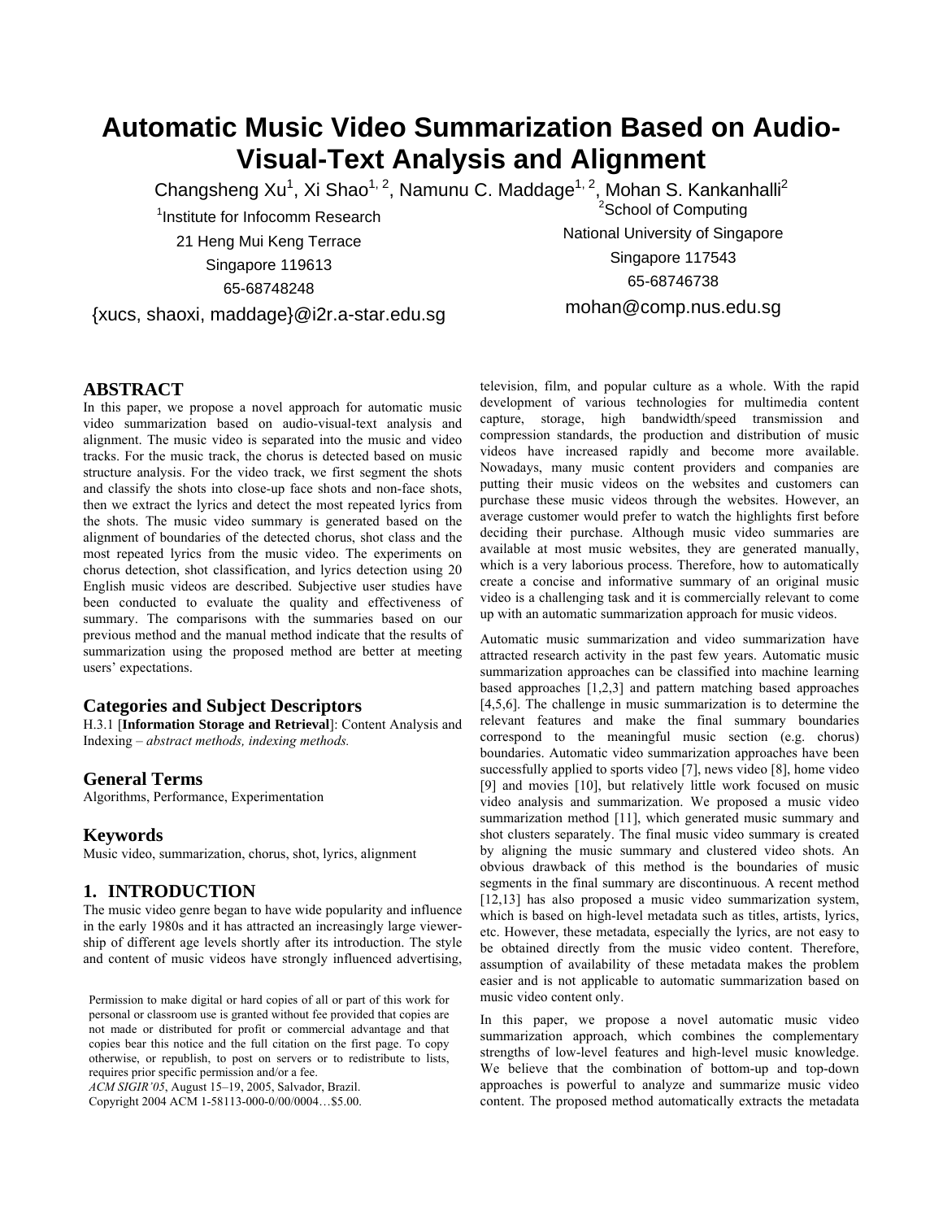# Automatic Music Video Summarization Based on Audio-Visual-Text Analysis and Alignment

Changsheng Xu[1], Xi Shao[1, 2], Namunu C. Maddage[1, 2], Mohan S. Kankanhalli[2]

[1]Institute for Infocomm Research
21 Heng Mui Keng Terrace
Singapore 119613
65-68748248
{xucs, shaoxi, maddage}@i2r.a-star.edu.sg

[2]School of Computing
National University of Singapore
Singapore 117543
65-68746738
mohan@comp.nus.edu.sg

## ABSTRACT

In this paper, we propose a novel approach for automatic music video summarization based on audio-visual-text analysis and alignment. The music video is separated into the music and video tracks. For the music track, the chorus is detected based on music structure analysis. For the video track, we first segment the shots and classify the shots into close-up face shots and non-face shots, then we extract the lyrics and detect the most repeated lyrics from the shots. The music video summary is generated based on the alignment of boundaries of the detected chorus, shot class and the most repeated lyrics from the music video. The experiments on chorus detection, shot classification, and lyrics detection using 20 English music videos are described. Subjective user studies have been conducted to evaluate the quality and effectiveness of summary. The comparisons with the summaries based on our previous method and the manual method indicate that the results of summarization using the proposed method are better at meeting users' expectations.

### Categories and Subject Descriptors

H.3.1 [**Information Storage and Retrieval**]: Content Analysis and Indexing – *abstract methods, indexing methods.*

### General Terms

Algorithms, Performance, Experimentation

### Keywords

Music video, summarization, chorus, shot, lyrics, alignment

## 1. INTRODUCTION

The music video genre began to have wide popularity and influence in the early 1980s and it has attracted an increasingly large viewership of different age levels shortly after its introduction. The style and content of music videos have strongly influenced advertising, television, film, and popular culture as a whole. With the rapid development of various technologies for multimedia content capture, storage, high bandwidth/speed transmission and compression standards, the production and distribution of music videos have increased rapidly and become more available. Nowadays, many music content providers and companies are putting their music videos on the websites and customers can purchase these music videos through the websites. However, an average customer would prefer to watch the highlights first before deciding their purchase. Although music video summaries are available at most music websites, they are generated manually, which is a very laborious process. Therefore, how to automatically create a concise and informative summary of an original music video is a challenging task and it is commercially relevant to come up with an automatic summarization approach for music videos.

Automatic music summarization and video summarization have attracted research activity in the past few years. Automatic music summarization approaches can be classified into machine learning based approaches [1,2,3] and pattern matching based approaches [4,5,6]. The challenge in music summarization is to determine the relevant features and make the final summary boundaries correspond to the meaningful music section (e.g. chorus) boundaries. Automatic video summarization approaches have been successfully applied to sports video [7], news video [8], home video [9] and movies [10], but relatively little work focused on music video analysis and summarization. We proposed a music video summarization method [11], which generated music summary and shot clusters separately. The final music video summary is created by aligning the music summary and clustered video shots. An obvious drawback of this method is the boundaries of music segments in the final summary are discontinuous. A recent method [12,13] has also proposed a music video summarization system, which is based on high-level metadata such as titles, artists, lyrics, etc. However, these metadata, especially the lyrics, are not easy to be obtained directly from the music video content. Therefore, assumption of availability of these metadata makes the problem easier and is not applicable to automatic summarization based on music video content only.

In this paper, we propose a novel automatic music video summarization approach, which combines the complementary strengths of low-level features and high-level music knowledge. We believe that the combination of bottom-up and top-down approaches is powerful to analyze and summarize music video content. The proposed method automatically extracts the metadata

Permission to make digital or hard copies of all or part of this work for personal or classroom use is granted without fee provided that copies are not made or distributed for profit or commercial advantage and that copies bear this notice and the full citation on the first page. To copy otherwise, or republish, to post on servers or to redistribute to lists, requires prior specific permission and/or a fee.
*ACM SIGIR'05*, August 15–19, 2005, Salvador, Brazil.
Copyright 2004 ACM 1-58113-000-0/00/0004…$5.00.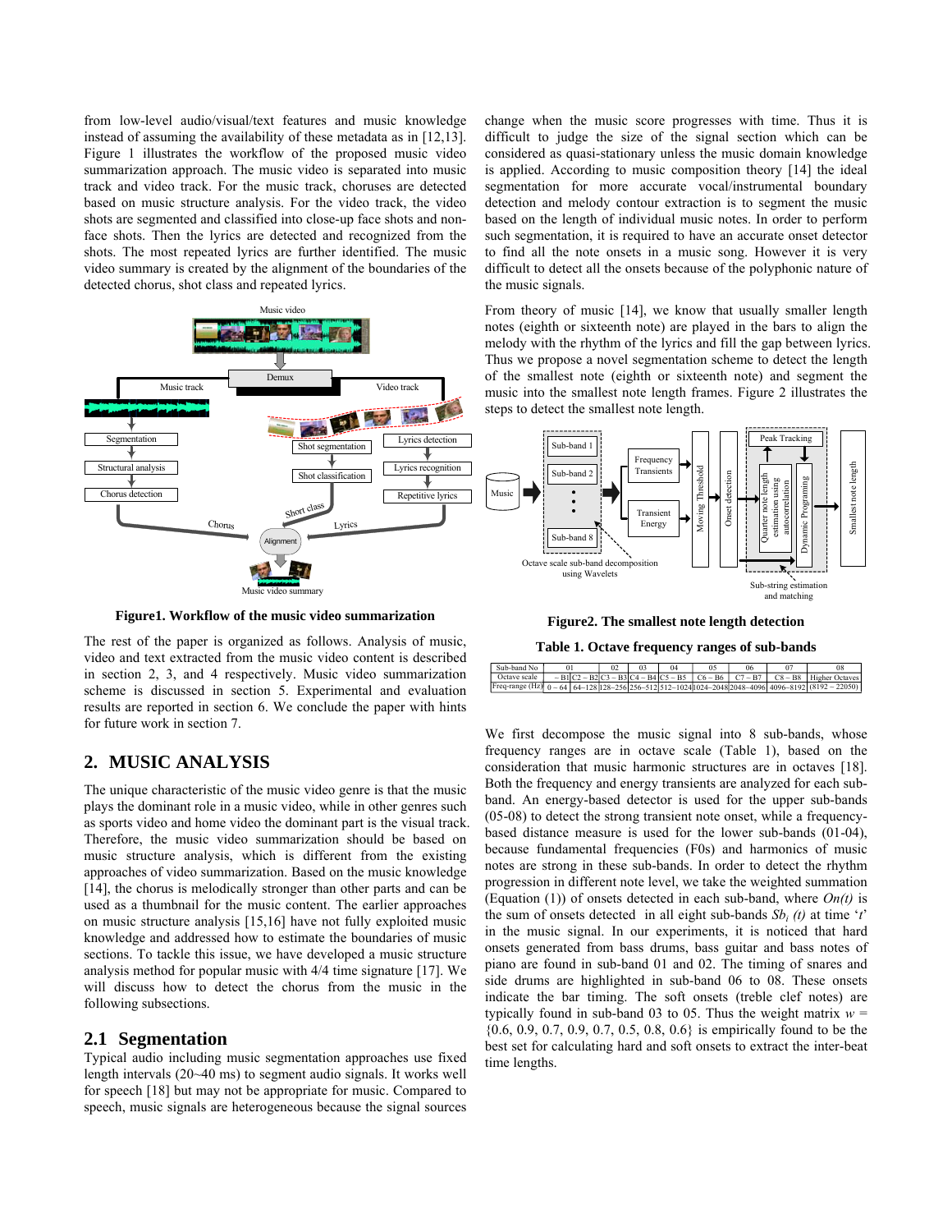from low-level audio/visual/text features and music knowledge instead of assuming the availability of these metadata as in [12,13]. Figure 1 illustrates the workflow of the proposed music video summarization approach. The music video is separated into music track and video track. For the music track, choruses are detected based on music structure analysis. For the video track, the video shots are segmented and classified into close-up face shots and non-face shots. Then the lyrics are detected and recognized from the shots. The most repeated lyrics are further identified. The music video summary is created by the alignment of the boundaries of the detected chorus, shot class and repeated lyrics.

**Figure1. Workflow of the music video summarization**

The rest of the paper is organized as follows. Analysis of music, video and text extracted from the music video content is described in section 2, 3, and 4 respectively. Music video summarization scheme is discussed in section 5. Experimental and evaluation results are reported in section 6. We conclude the paper with hints for future work in section 7.

## 2. MUSIC ANALYSIS

The unique characteristic of the music video genre is that the music plays the dominant role in a music video, while in other genres such as sports video and home video the dominant part is the visual track. Therefore, the music video summarization should be based on music structure analysis, which is different from the existing approaches of video summarization. Based on the music knowledge [14], the chorus is melodically stronger than other parts and can be used as a thumbnail for the music content. The earlier approaches on music structure analysis [15,16] have not fully exploited music knowledge and addressed how to estimate the boundaries of music sections. To tackle this issue, we have developed a music structure analysis method for popular music with 4/4 time signature [17]. We will discuss how to detect the chorus from the music in the following subsections.

### 2.1 Segmentation

Typical audio including music segmentation approaches use fixed length intervals (20~40 ms) to segment audio signals. It works well for speech [18] but may not be appropriate for music. Compared to speech, music signals are heterogeneous because the signal sources change when the music score progresses with time. Thus it is difficult to judge the size of the signal section which can be considered as quasi-stationary unless the music domain knowledge is applied. According to music composition theory [14] the ideal segmentation for more accurate vocal/instrumental boundary detection and melody contour extraction is to segment the music based on the length of individual music notes. In order to perform such segmentation, it is required to have an accurate onset detector to find all the note onsets in a music song. However it is very difficult to detect all the onsets because of the polyphonic nature of the music signals.

From theory of music [14], we know that usually smaller length notes (eighth or sixteenth note) are played in the bars to align the melody with the rhythm of the lyrics and fill the gap between lyrics. Thus we propose a novel segmentation scheme to detect the length of the smallest note (eighth or sixteenth note) and segment the music into the smallest note length frames. Figure 2 illustrates the steps to detect the smallest note length.

**Figure2. The smallest note length detection**

**Table 1. Octave frequency ranges of sub-bands**

| Sub-band No | 01 | 02 | 03 | 04 | 05 | 06 | 07 | 08 |
|---|---|---|---|---|---|---|---|---|
| Octave scale | ~ B1 | C2 ~ B2 | C3 ~ B3 | C4 ~ B4 | C5 ~ B5 | C6 ~ B6 | C7 ~ B7 | C8 ~ B8 Higher Octaves |
| Freq-range (Hz) | 0 ~ 64 | 64~128 | 128~256 | 256~512 | 512~1024 | 1024~2048 | 2048~4096 | 4096~8192 (8192 ~ 22050) |

We first decompose the music signal into 8 sub-bands, whose frequency ranges are in octave scale (Table 1), based on the consideration that music harmonic structures are in octaves [18]. Both the frequency and energy transients are analyzed for each sub-band. An energy-based detector is used for the upper sub-bands (05-08) to detect the strong transient note onset, while a frequency-based distance measure is used for the lower sub-bands (01-04), because fundamental frequencies (F0s) and harmonics of music notes are strong in these sub-bands. In order to detect the rhythm progression in different note level, we take the weighted summation (Equation (1)) of onsets detected in each sub-band, where *On(t)* is the sum of onsets detected in all eight sub-bands $Sb_i(t)$ at time '*t*' in the music signal. In our experiments, it is noticed that hard onsets generated from bass drums, bass guitar and bass notes of piano are found in sub-band 01 and 02. The timing of snares and side drums are highlighted in sub-band 06 to 08. These onsets indicate the bar timing. The soft onsets (treble clef notes) are typically found in sub-band 03 to 05. Thus the weight matrix $w$ = {0.6, 0.9, 0.7, 0.9, 0.7, 0.5, 0.8, 0.6} is empirically found to be the best set for calculating hard and soft onsets to extract the inter-beat time lengths.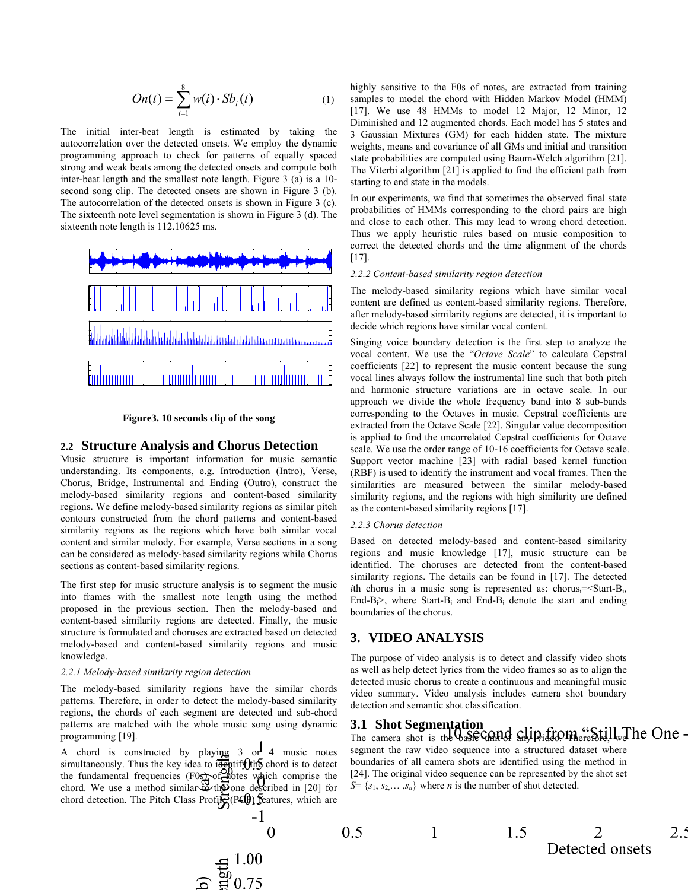$$On(t) = \sum_{i=1}^{8} w(i) \cdot Sb_i(t) \tag{1}$$

The initial inter-beat length is estimated by taking the autocorrelation over the detected onsets. We employ the dynamic programming approach to check for patterns of equally spaced strong and weak beats among the detected onsets and compute both inter-beat length and the smallest note length. Figure 3 (a) is a 10-second song clip. The detected onsets are shown in Figure 3 (b). The autocorrelation of the detected onsets is shown in Figure 3 (c). The sixteenth note level segmentation is shown in Figure 3 (d). The sixteenth note length is 112.10625 ms.

**Figure3. 10 seconds clip of the song**

## 2.2 Structure Analysis and Chorus Detection

Music structure is important information for music semantic understanding. Its components, e.g. Introduction (Intro), Verse, Chorus, Bridge, Instrumental and Ending (Outro), construct the melody-based similarity regions and content-based similarity regions. We define melody-based similarity regions as similar pitch contours constructed from the chord patterns and content-based similarity regions as the regions which have both similar vocal content and similar melody. For example, Verse sections in a song can be considered as melody-based similarity regions while Chorus sections as content-based similarity regions.

The first step for music structure analysis is to segment the music into frames with the smallest note length using the method proposed in the previous section. Then the melody-based and content-based similarity regions are detected. Finally, the music structure is formulated and choruses are extracted based on detected melody-based and content-based similarity regions and music knowledge.

### *2.2.1 Melody-based similarity region detection*

The melody-based similarity regions have the similar chords patterns. Therefore, in order to detect the melody-based similarity regions, the chords of each segment are detected and sub-chord patterns are matched with the whole music song using dynamic programming [19].

A chord is constructed by playing 3 or 4 music notes simultaneously. Thus the key idea to identify the chord is to detect the fundamental frequencies (F0s) of notes which comprise the chord. We use a method similar to the one described in [20] for chord detection. The Pitch Class Profile (PCP) features, which are highly sensitive to the F0s of notes, are extracted from training samples to model the chord with Hidden Markov Model (HMM) [17]. We use 48 HMMs to model 12 Major, 12 Minor, 12 Diminished and 12 augmented chords. Each model has 5 states and 3 Gaussian Mixtures (GM) for each hidden state. The mixture weights, means and covariance of all GMs and initial and transition state probabilities are computed using Baum-Welch algorithm [21]. The Viterbi algorithm [21] is applied to find the efficient path from starting to end state in the models.

In our experiments, we find that sometimes the observed final state probabilities of HMMs corresponding to the chord pairs are high and close to each other. This may lead to wrong chord detection. Thus we apply heuristic rules based on music composition to correct the detected chords and the time alignment of the chords [17].

### *2.2.2 Content-based similarity region detection*

The melody-based similarity regions which have similar vocal content are defined as content-based similarity regions. Therefore, after melody-based similarity regions are detected, it is important to decide which regions have similar vocal content.

Singing voice boundary detection is the first step to analyze the vocal content. We use the "*Octave Scale*" to calculate Cepstral coefficients [22] to represent the music content because the sung vocal lines always follow the instrumental line such that both pitch and harmonic structure variations are in octave scale. In our approach we divide the whole frequency band into 8 sub-bands corresponding to the Octaves in music. Cepstral coefficients are extracted from the Octave Scale [22]. Singular value decomposition is applied to find the uncorrelated Cepstral coefficients for Octave scale. We use the order range of 10-16 coefficients for Octave scale. Support vector machine [23] with radial based kernel function (RBF) is used to identify the instrument and vocal frames. Then the similarities are measured between the similar melody-based similarity regions, and the regions with high similarity are defined as the content-based similarity regions [17].

### *2.2.3 Chorus detection*

Based on detected melody-based and content-based similarity regions and music knowledge [17], music structure can be identified. The choruses are detected from the content-based similarity regions. The details can be found in [17]. The detected *i*th chorus in a music song is represented as: $chorus_i$=<Start-$B_i$, End-$B_i$>, where Start-$B_i$ and End-$B_i$ denote the start and ending boundaries of the chorus.

# 3. VIDEO ANALYSIS

The purpose of video analysis is to detect and classify video shots as well as help detect lyrics from the video frames so as to align the detected music chorus to create a continuous and meaningful music video summary. Video analysis includes camera shot boundary detection and semantic shot classification.

## 3.1 Shot Segmentation

The camera shot is the basic unit of any video. Therefore, we segment the raw video sequence into a structured dataset where boundaries of all camera shots are identified using the method in [24]. The original video sequence can be represented by the shot set $S = \{s_1, s_2, \ldots, s_n\}$ where $n$ is the number of shot detected.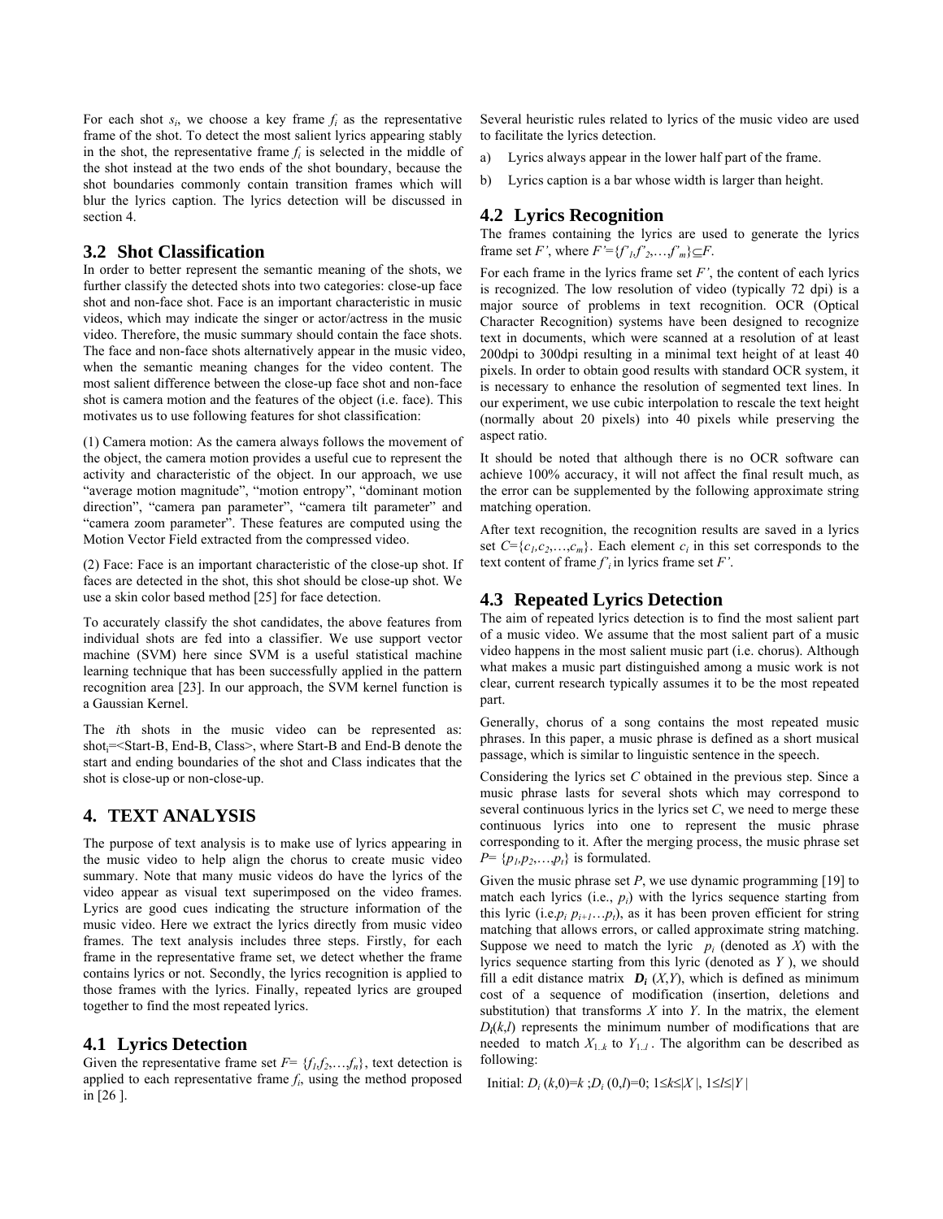For each shot $s_i$, we choose a key frame $f_i$ as the representative frame of the shot. To detect the most salient lyrics appearing stably in the shot, the representative frame $f_i$ is selected in the middle of the shot instead at the two ends of the shot boundary, because the shot boundaries commonly contain transition frames which will blur the lyrics caption. The lyrics detection will be discussed in section 4.

## 3.2 Shot Classification

In order to better represent the semantic meaning of the shots, we further classify the detected shots into two categories: close-up face shot and non-face shot. Face is an important characteristic in music videos, which may indicate the singer or actor/actress in the music video. Therefore, the music summary should contain the face shots. The face and non-face shots alternatively appear in the music video, when the semantic meaning changes for the video content. The most salient difference between the close-up face shot and non-face shot is camera motion and the features of the object (i.e. face). This motivates us to use following features for shot classification:

(1) Camera motion: As the camera always follows the movement of the object, the camera motion provides a useful cue to represent the activity and characteristic of the object. In our approach, we use "average motion magnitude", "motion entropy", "dominant motion direction", "camera pan parameter", "camera tilt parameter" and "camera zoom parameter". These features are computed using the Motion Vector Field extracted from the compressed video.

(2) Face: Face is an important characteristic of the close-up shot. If faces are detected in the shot, this shot should be close-up shot. We use a skin color based method [25] for face detection.

To accurately classify the shot candidates, the above features from individual shots are fed into a classifier. We use support vector machine (SVM) here since SVM is a useful statistical machine learning technique that has been successfully applied in the pattern recognition area [23]. In our approach, the SVM kernel function is a Gaussian Kernel.

The *i*th shots in the music video can be represented as: $shot_i$=<Start-B, End-B, Class>, where Start-B and End-B denote the start and ending boundaries of the shot and Class indicates that the shot is close-up or non-close-up.

# 4. TEXT ANALYSIS

The purpose of text analysis is to make use of lyrics appearing in the music video to help align the chorus to create music video summary. Note that many music videos do have the lyrics of the video appear as visual text superimposed on the video frames. Lyrics are good cues indicating the structure information of the music video. Here we extract the lyrics directly from music video frames. The text analysis includes three steps. Firstly, for each frame in the representative frame set, we detect whether the frame contains lyrics or not. Secondly, the lyrics recognition is applied to those frames with the lyrics. Finally, repeated lyrics are grouped together to find the most repeated lyrics.

## 4.1 Lyrics Detection

Given the representative frame set $F=\{f_1,f_2,\ldots,f_n\}$, text detection is applied to each representative frame $f_i$, using the method proposed in [26 ].

Several heuristic rules related to lyrics of the music video are used to facilitate the lyrics detection.

a) Lyrics always appear in the lower half part of the frame.

b) Lyrics caption is a bar whose width is larger than height.

## 4.2 Lyrics Recognition

The frames containing the lyrics are used to generate the lyrics frame set $F'$, where $F'=\{f'_1,f'_2,\ldots,f'_m\}\subseteq F$.

For each frame in the lyrics frame set $F'$, the content of each lyrics is recognized. The low resolution of video (typically 72 dpi) is a major source of problems in text recognition. OCR (Optical Character Recognition) systems have been designed to recognize text in documents, which were scanned at a resolution of at least 200dpi to 300dpi resulting in a minimal text height of at least 40 pixels. In order to obtain good results with standard OCR system, it is necessary to enhance the resolution of segmented text lines. In our experiment, we use cubic interpolation to rescale the text height (normally about 20 pixels) into 40 pixels while preserving the aspect ratio.

It should be noted that although there is no OCR software can achieve 100% accuracy, it will not affect the final result much, as the error can be supplemented by the following approximate string matching operation.

After text recognition, the recognition results are saved in a lyrics set $C=\{c_1,c_2,\ldots,c_m\}$. Each element $c_i$ in this set corresponds to the text content of frame $f'_i$ in lyrics frame set $F'$.

## 4.3 Repeated Lyrics Detection

The aim of repeated lyrics detection is to find the most salient part of a music video. We assume that the most salient part of a music video happens in the most salient music part (i.e. chorus). Although what makes a music part distinguished among a music work is not clear, current research typically assumes it to be the most repeated part.

Generally, chorus of a song contains the most repeated music phrases. In this paper, a music phrase is defined as a short musical passage, which is similar to linguistic sentence in the speech.

Considering the lyrics set $C$ obtained in the previous step. Since a music phrase lasts for several shots which may correspond to several continuous lyrics in the lyrics set $C$, we need to merge these continuous lyrics into one to represent the music phrase corresponding to it. After the merging process, the music phrase set $P=\{p_1,p_2,\ldots,p_t\}$ is formulated.

Given the music phrase set $P$, we use dynamic programming [19] to match each lyrics (i.e., $p_i$) with the lyrics sequence starting from this lyric (i.e.$p_i\, p_{i+1}\ldots p_t$), as it has been proven efficient for string matching that allows errors, or called approximate string matching. Suppose we need to match the lyric $p_i$ (denoted as $X$) with the lyrics sequence starting from this lyric (denoted as $Y$ ), we should fill a edit distance matrix $\boldsymbol{D_i}(X,Y)$, which is defined as minimum cost of a sequence of modification (insertion, deletions and substitution) that transforms $X$ into $Y$. In the matrix, the element $D_i(k,l)$ represents the minimum number of modifications that are needed to match $X_{1..k}$ to $Y_{1..l}$. The algorithm can be described as following:

Initial: $D_i(k,0)=k$ ;$D_i(0,l)=0$; $1\le k\le|X|$, $1\le l\le|Y|$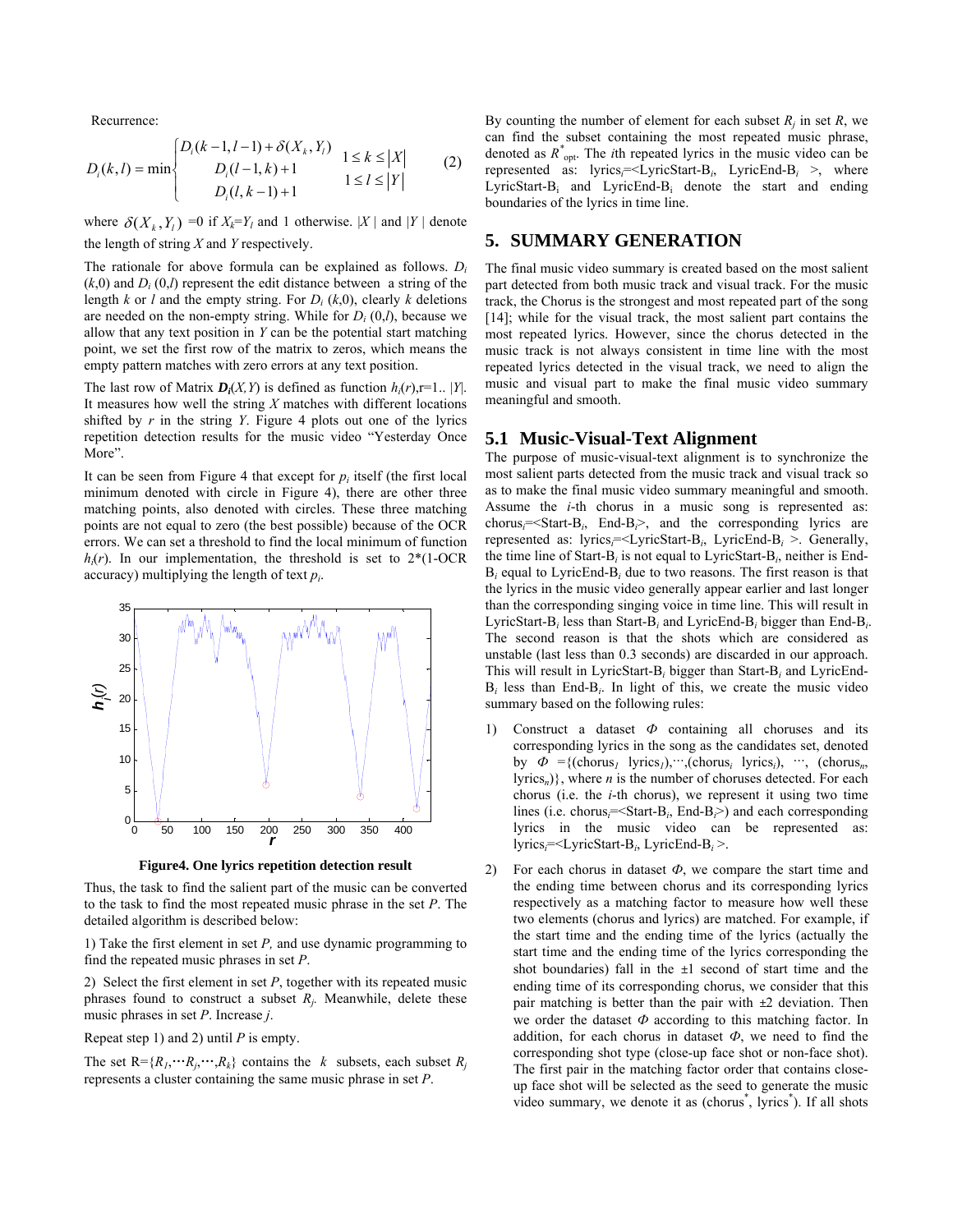Recurrence:

$$D_i(k,l) = \min \begin{cases} D_i(k-1,l-1) + \delta(X_k, Y_l) \\ D_i(l-1,k) + 1 \\ D_i(l,k-1) + 1 \end{cases} \quad \begin{matrix} 1 \le k \le |X| \\ 1 \le l \le |Y| \end{matrix} \qquad (2)$$

where $\delta(X_k, Y_l)$ =0 if $X_k$=$Y_l$ and 1 otherwise. $|X|$ and $|Y|$ denote the length of string $X$ and $Y$ respectively.

The rationale for above formula can be explained as follows. $D_i(k,0)$ and $D_i(0,l)$ represent the edit distance between a string of the length $k$ or $l$ and the empty string. For $D_i(k,0)$, clearly $k$ deletions are needed on the non-empty string. While for $D_i(0,l)$, because we allow that any text position in $Y$ can be the potential start matching point, we set the first row of the matrix to zeros, which means the empty pattern matches with zero errors at any text position.

The last row of Matrix $\boldsymbol{D_i}(X,Y)$ is defined as function $h_i(r)$,r=1.. $|Y|$. It measures how well the string $X$ matches with different locations shifted by $r$ in the string $Y$. Figure 4 plots out one of the lyrics repetition detection results for the music video "Yesterday Once More".

It can be seen from Figure 4 that except for $p_i$ itself (the first local minimum denoted with circle in Figure 4), there are other three matching points, also denoted with circles. These three matching points are not equal to zero (the best possible) because of the OCR errors. We can set a threshold to find the local minimum of function $h_i(r)$. In our implementation, the threshold is set to 2*(1-OCR accuracy) multiplying the length of text $p_i$.

**Figure4. One lyrics repetition detection result**

Thus, the task to find the salient part of the music can be converted to the task to find the most repeated music phrase in the set $P$. The detailed algorithm is described below:

1) Take the first element in set $P$, and use dynamic programming to find the repeated music phrases in set $P$.

2) Select the first element in set $P$, together with its repeated music phrases found to construct a subset $R_j$. Meanwhile, delete these music phrases in set $P$. Increase $j$.

Repeat step 1) and 2) until $P$ is empty.

The set R={$R_1$,⋯$R_j$,⋯,$R_k$} contains the $k$ subsets, each subset $R_j$ represents a cluster containing the same music phrase in set $P$.

By counting the number of element for each subset $R_j$ in set $R$, we can find the subset containing the most repeated music phrase, denoted as $R^*_{\text{opt}}$. The $i$th repeated lyrics in the music video can be represented as: lyrics$_i$=<LyricStart-B$_i$, LyricEnd-B$_i$ >, where LyricStart-B$_i$ and LyricEnd-B$_i$ denote the start and ending boundaries of the lyrics in time line.

## 5. SUMMARY GENERATION

The final music video summary is created based on the most salient part detected from both music track and visual track. For the music track, the Chorus is the strongest and most repeated part of the song [14]; while for the visual track, the most salient part contains the most repeated lyrics. However, since the chorus detected in the music track is not always consistent in time line with the most repeated lyrics detected in the visual track, we need to align the music and visual part to make the final music video summary meaningful and smooth.

### 5.1 Music-Visual-Text Alignment

The purpose of music-visual-text alignment is to synchronize the most salient parts detected from the music track and visual track so as to make the final music video summary meaningful and smooth. Assume the $i$-th chorus in a music song is represented as: chorus$_i$=<Start-B$_i$, End-B$_i$>, and the corresponding lyrics are represented as: lyrics$_i$=<LyricStart-B$_i$, LyricEnd-B$_i$ >. Generally, the time line of Start-B$_i$ is not equal to LyricStart-B$_i$, neither is End-B$_i$ equal to LyricEnd-B$_i$ due to two reasons. The first reason is that the lyrics in the music video generally appear earlier and last longer than the corresponding singing voice in time line. This will result in LyricStart-B$_i$ less than Start-B$_i$ and LyricEnd-B$_i$ bigger than End-B$_i$. The second reason is that the shots which are considered as unstable (last less than 0.3 seconds) are discarded in our approach. This will result in LyricStart-B$_i$ bigger than Start-B$_i$ and LyricEnd-B$_i$ less than End-B$_i$. In light of this, we create the music video summary based on the following rules:

1) Construct a dataset $\Phi$ containing all choruses and its corresponding lyrics in the song as the candidates set, denoted by $\Phi$ ={(chorus$_1$ lyrics$_1$),⋯,(chorus$_i$ lyrics$_i$), ⋯, (chorus$_n$, lyrics$_n$)}, where $n$ is the number of choruses detected. For each chorus (i.e. the $i$-th chorus), we represent it using two time lines (i.e. chorus$_i$=<Start-B$_i$, End-B$_i$>) and each corresponding lyrics in the music video can be represented as: lyrics$_i$=<LyricStart-B$_i$, LyricEnd-B$_i$ >.

2) For each chorus in dataset $\Phi$, we compare the start time and the ending time between chorus and its corresponding lyrics respectively as a matching factor to measure how well these two elements (chorus and lyrics) are matched. For example, if the start time and the ending time of the lyrics (actually the start time and the ending time of the lyrics corresponding the shot boundaries) fall in the ±1 second of start time and the ending time of its corresponding chorus, we consider that this pair matching is better than the pair with ±2 deviation. Then we order the dataset $\Phi$ according to this matching factor. In addition, for each chorus in dataset $\Phi$, we need to find the corresponding shot type (close-up face shot or non-face shot). The first pair in the matching factor order that contains close-up face shot will be selected as the seed to generate the music video summary, we denote it as (chorus$^*$, lyrics$^*$). If all shots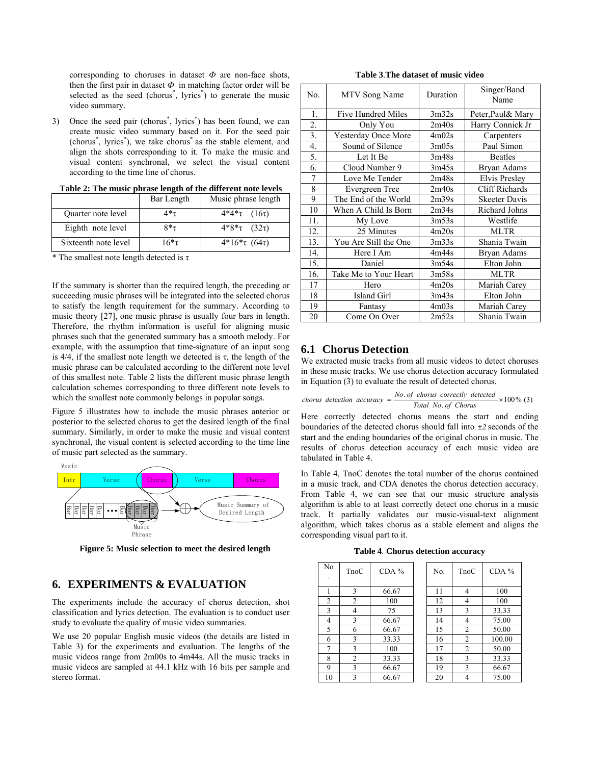corresponding to choruses in dataset $\Phi$ are non-face shots, then the first pair in dataset $\Phi$ in matching factor order will be selected as the seed (chorus*, lyrics*) to generate the music video summary.

3) Once the seed pair (chorus*, lyrics*) has been found, we can create music video summary based on it. For the seed pair (chorus*, lyrics*), we take chorus* as the stable element, and align the shots corresponding to it. To make the music and visual content synchronal, we select the visual content according to the time line of chorus.

**Table 2: The music phrase length of the different note levels**

| | Bar Length | Music phrase length |
|---|---|---|
| Quarter note level | $4*\tau$ | $4*4*\tau$ $(16\tau)$ |
| Eighth note level | $8*\tau$ | $4*8*\tau$ $(32\tau)$ |
| Sixteenth note level | $16*\tau$ | $4*16*\tau$ $(64\tau)$ |

\* The smallest note length detected is $\tau$

If the summary is shorter than the required length, the preceding or succeeding music phrases will be integrated into the selected chorus to satisfy the length requirement for the summary. According to music theory [27], one music phrase is usually four bars in length. Therefore, the rhythm information is useful for aligning music phrases such that the generated summary has a smooth melody. For example, with the assumption that time-signature of an input song is 4/4, if the smallest note length we detected is $\tau$, the length of the music phrase can be calculated according to the different note level of this smallest note. Table 2 lists the different music phrase length calculation schemes corresponding to three different note levels to which the smallest note commonly belongs in popular songs.

Figure 5 illustrates how to include the music phrases anterior or posterior to the selected chorus to get the desired length of the final summary. Similarly, in order to make the music and visual content synchronal, the visual content is selected according to the time line of music part selected as the summary.

**Figure 5: Music selection to meet the desired length**

## 6. EXPERIMENTS & EVALUATION

The experiments include the accuracy of chorus detection, shot classification and lyrics detection. The evaluation is to conduct user study to evaluate the quality of music video summaries.

We use 20 popular English music videos (the details are listed in Table 3) for the experiments and evaluation. The lengths of the music videos range from 2m00s to 4m44s. All the music tracks in music videos are sampled at 44.1 kHz with 16 bits per sample and stereo format.

**Table 3. The dataset of music video**

| No. | MTV Song Name | Duration | Singer/Band Name |
|---|---|---|---|
| 1. | Five Hundred Miles | 3m32s | Peter,Paul& Mary |
| 2. | Only You | 2m40s | Harry Connick Jr |
| 3. | Yesterday Once More | 4m02s | Carpenters |
| 4. | Sound of Silence | 3m05s | Paul Simon |
| 5. | Let It Be | 3m48s | Beatles |
| 6. | Cloud Number 9 | 3m45s | Bryan Adams |
| 7 | Love Me Tender | 2m48s | Elvis Presley |
| 8 | Evergreen Tree | 2m40s | Cliff Richards |
| 9 | The End of the World | 2m39s | Skeeter Davis |
| 10 | When A Child Is Born | 2m34s | Richard Johns |
| 11. | My Love | 3m53s | Westlife |
| 12. | 25 Minutes | 4m20s | MLTR |
| 13. | You Are Still the One | 3m33s | Shania Twain |
| 14. | Here I Am | 4m44s | Bryan Adams |
| 15. | Daniel | 3m54s | Elton John |
| 16. | Take Me to Your Heart | 3m58s | MLTR |
| 17 | Hero | 4m20s | Mariah Carey |
| 18 | Island Girl | 3m43s | Elton John |
| 19 | Fantasy | 4m03s | Mariah Carey |
| 20 | Come On Over | 2m52s | Shania Twain |

### 6.1 Chorus Detection

We extracted music tracks from all music videos to detect choruses in these music tracks. We use chorus detection accuracy formulated in Equation (3) to evaluate the result of detected chorus.

$$\text{chorus detection accuracy} = \frac{\text{No. of chorus correctly detected}}{\text{Total No. of Chorus}} \times 100\% \quad (3)$$

Here correctly detected chorus means the start and ending boundaries of the detected chorus should fall into $\pm 2$ seconds of the start and the ending boundaries of the original chorus in music. The results of chorus detection accuracy of each music video are tabulated in Table 4.

In Table 4, TnoC denotes the total number of the chorus contained in a music track, and CDA denotes the chorus detection accuracy. From Table 4, we can see that our music structure analysis algorithm is able to at least correctly detect one chorus in a music track. It partially validates our music-visual-text alignment algorithm, which takes chorus as a stable element and aligns the corresponding visual part to it.

**Table 4. Chorus detection accuracy**

| No. | TnoC | CDA % | No. | TnoC | CDA % |
|---|---|---|---|---|---|
| 1 | 3 | 66.67 | 11 | 4 | 100 |
| 2 | 2 | 100 | 12 | 4 | 100 |
| 3 | 4 | 75 | 13 | 3 | 33.33 |
| 4 | 3 | 66.67 | 14 | 4 | 75.00 |
| 5 | 6 | 66.67 | 15 | 2 | 50.00 |
| 6 | 3 | 33.33 | 16 | 2 | 100.00 |
| 7 | 3 | 100 | 17 | 2 | 50.00 |
| 8 | 2 | 33.33 | 18 | 3 | 33.33 |
| 9 | 3 | 66.67 | 19 | 3 | 66.67 |
| 10 | 3 | 66.67 | 20 | 4 | 75.00 |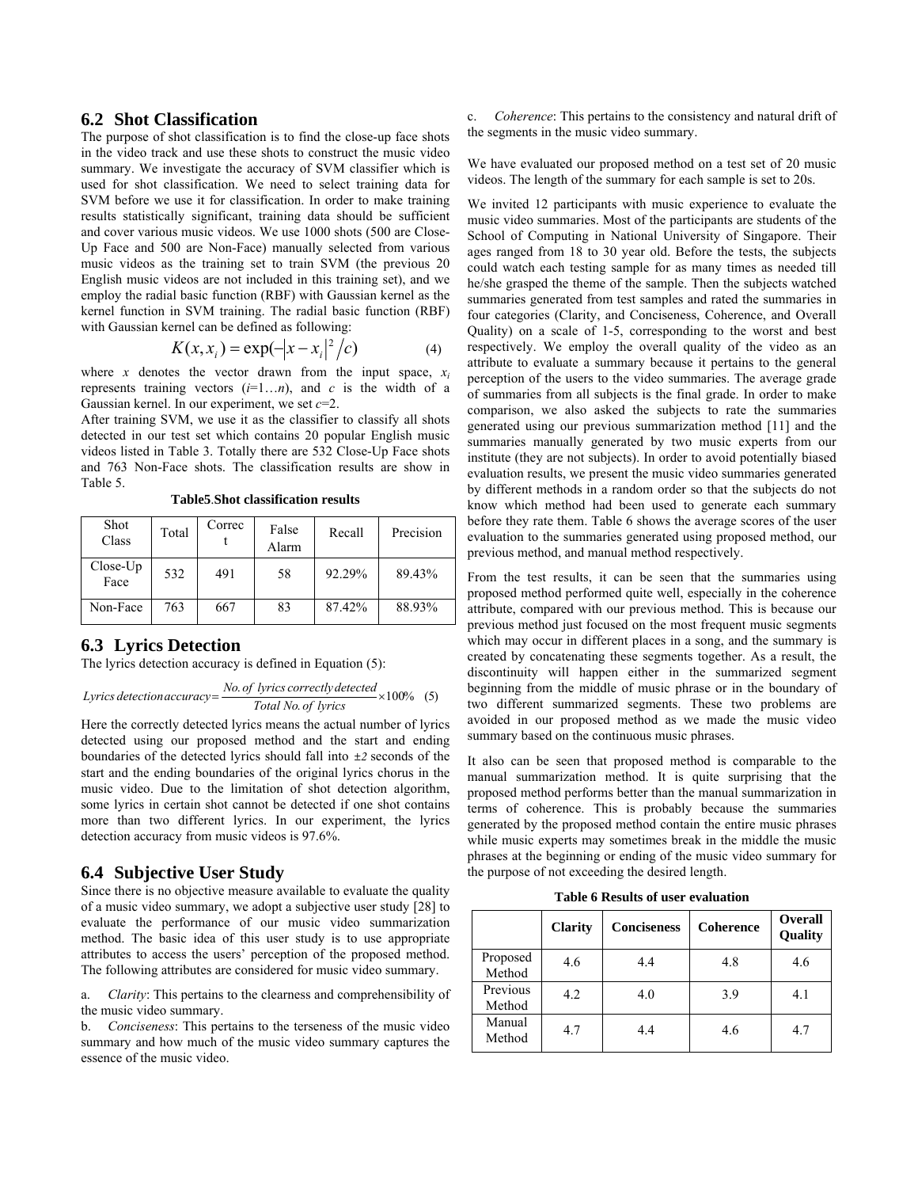## 6.2 Shot Classification

The purpose of shot classification is to find the close-up face shots in the video track and use these shots to construct the music video summary. We investigate the accuracy of SVM classifier which is used for shot classification. We need to select training data for SVM before we use it for classification. In order to make training results statistically significant, training data should be sufficient and cover various music videos. We use 1000 shots (500 are Close-Up Face and 500 are Non-Face) manually selected from various music videos as the training set to train SVM (the previous 20 English music videos are not included in this training set), and we employ the radial basic function (RBF) with Gaussian kernel as the kernel function in SVM training. The radial basic function (RBF) with Gaussian kernel can be defined as following:

$$K(x, x_i) = \exp(-|x - x_i|^2 / c) \quad (4)$$

where $x$ denotes the vector drawn from the input space, $x_i$ represents training vectors ($i$=1…$n$), and $c$ is the width of a Gaussian kernel. In our experiment, we set $c$=2.

After training SVM, we use it as the classifier to classify all shots detected in our test set which contains 20 popular English music videos listed in Table 3. Totally there are 532 Close-Up Face shots and 763 Non-Face shots. The classification results are show in Table 5.

**Table5**.**Shot classification results**

| Shot Class | Total | Correct | False Alarm | Recall | Precision |
|---|---|---|---|---|---|
| Close-Up Face | 532 | 491 | 58 | 92.29% | 89.43% |
| Non-Face | 763 | 667 | 83 | 87.42% | 88.93% |

## 6.3 Lyrics Detection

The lyrics detection accuracy is defined in Equation (5):

$$Lyrics\ detection\ accuracy = \frac{No.\ of\ lyrics\ correctly\ detected}{Total\ No.\ of\ lyrics} \times 100\% \quad (5)$$

Here the correctly detected lyrics means the actual number of lyrics detected using our proposed method and the start and ending boundaries of the detected lyrics should fall into ±2 seconds of the start and the ending boundaries of the original lyrics chorus in the music video. Due to the limitation of shot detection algorithm, some lyrics in certain shot cannot be detected if one shot contains more than two different lyrics. In our experiment, the lyrics detection accuracy from music videos is 97.6%.

## 6.4 Subjective User Study

Since there is no objective measure available to evaluate the quality of a music video summary, we adopt a subjective user study [28] to evaluate the performance of our music video summarization method. The basic idea of this user study is to use appropriate attributes to access the users' perception of the proposed method. The following attributes are considered for music video summary.

a. *Clarity*: This pertains to the clearness and comprehensibility of the music video summary.

b. *Conciseness*: This pertains to the terseness of the music video summary and how much of the music video summary captures the essence of the music video.

c. *Coherence*: This pertains to the consistency and natural drift of the segments in the music video summary.

We have evaluated our proposed method on a test set of 20 music videos. The length of the summary for each sample is set to 20s.

We invited 12 participants with music experience to evaluate the music video summaries. Most of the participants are students of the School of Computing in National University of Singapore. Their ages ranged from 18 to 30 year old. Before the tests, the subjects could watch each testing sample for as many times as needed till he/she grasped the theme of the sample. Then the subjects watched summaries generated from test samples and rated the summaries in four categories (Clarity, and Conciseness, Coherence, and Overall Quality) on a scale of 1-5, corresponding to the worst and best respectively. We employ the overall quality of the video as an attribute to evaluate a summary because it pertains to the general perception of the users to the video summaries. The average grade of summaries from all subjects is the final grade. In order to make comparison, we also asked the subjects to rate the summaries generated using our previous summarization method [11] and the summaries manually generated by two music experts from our institute (they are not subjects). In order to avoid potentially biased evaluation results, we present the music video summaries generated by different methods in a random order so that the subjects do not know which method had been used to generate each summary before they rate them. Table 6 shows the average scores of the user evaluation to the summaries generated using proposed method, our previous method, and manual method respectively.

From the test results, it can be seen that the summaries using proposed method performed quite well, especially in the coherence attribute, compared with our previous method. This is because our previous method just focused on the most frequent music segments which may occur in different places in a song, and the summary is created by concatenating these segments together. As a result, the discontinuity will happen either in the summarized segment beginning from the middle of music phrase or in the boundary of two different summarized segments. These two problems are avoided in our proposed method as we made the music video summary based on the continuous music phrases.

It also can be seen that proposed method is comparable to the manual summarization method. It is quite surprising that the proposed method performs better than the manual summarization in terms of coherence. This is probably because the summaries generated by the proposed method contain the entire music phrases while music experts may sometimes break in the middle the music phrases at the beginning or ending of the music video summary for the purpose of not exceeding the desired length.

**Table 6 Results of user evaluation**

| | **Clarity** | **Conciseness** | **Coherence** | **Overall Quality** |
|---|---|---|---|---|
| Proposed Method | 4.6 | 4.4 | 4.8 | 4.6 |
| Previous Method | 4.2 | 4.0 | 3.9 | 4.1 |
| Manual Method | 4.7 | 4.4 | 4.6 | 4.7 |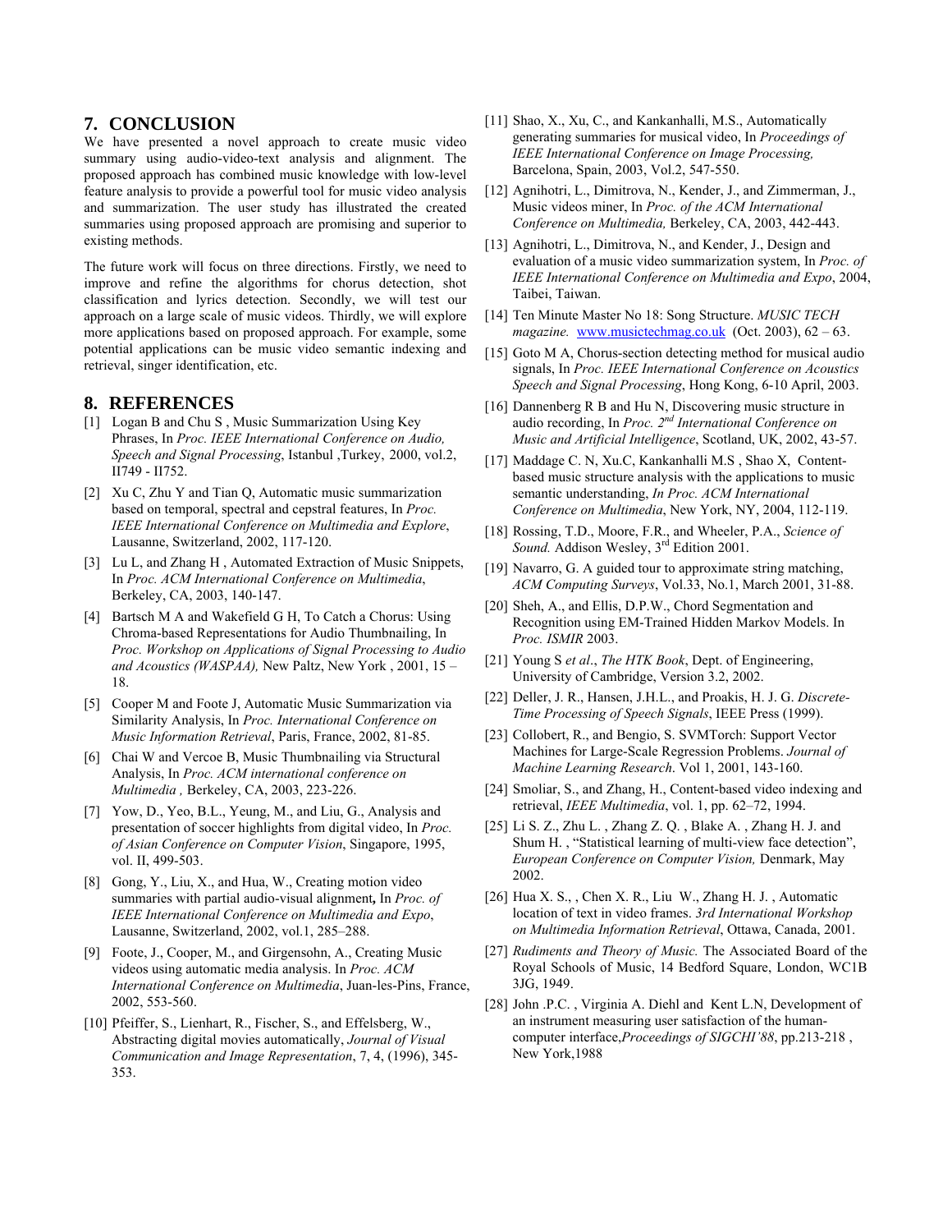## 7. CONCLUSION

We have presented a novel approach to create music video summary using audio-video-text analysis and alignment. The proposed approach has combined music knowledge with low-level feature analysis to provide a powerful tool for music video analysis and summarization. The user study has illustrated the created summaries using proposed approach are promising and superior to existing methods.

The future work will focus on three directions. Firstly, we need to improve and refine the algorithms for chorus detection, shot classification and lyrics detection. Secondly, we will test our approach on a large scale of music videos. Thirdly, we will explore more applications based on proposed approach. For example, some potential applications can be music video semantic indexing and retrieval, singer identification, etc.

## 8. REFERENCES

[1] Logan B and Chu S , Music Summarization Using Key Phrases, In *Proc. IEEE International Conference on Audio, Speech and Signal Processing*, Istanbul ,Turkey, 2000, vol.2, II749 - II752.

[2] Xu C, Zhu Y and Tian Q, Automatic music summarization based on temporal, spectral and cepstral features, In *Proc. IEEE International Conference on Multimedia and Explore*, Lausanne, Switzerland, 2002, 117-120.

[3] Lu L, and Zhang H , Automated Extraction of Music Snippets, In *Proc. ACM International Conference on Multimedia*, Berkeley, CA, 2003, 140-147.

[4] Bartsch M A and Wakefield G H, To Catch a Chorus: Using Chroma-based Representations for Audio Thumbnailing, In *Proc. Workshop on Applications of Signal Processing to Audio and Acoustics (WASPAA),* New Paltz, New York , 2001, 15 – 18.

[5] Cooper M and Foote J, Automatic Music Summarization via Similarity Analysis, In *Proc. International Conference on Music Information Retrieval*, Paris, France, 2002, 81-85.

[6] Chai W and Vercoe B, Music Thumbnailing via Structural Analysis, In *Proc. ACM international conference on Multimedia ,* Berkeley, CA, 2003, 223-226.

[7] Yow, D., Yeo, B.L., Yeung, M., and Liu, G., Analysis and presentation of soccer highlights from digital video, In *Proc. of Asian Conference on Computer Vision*, Singapore, 1995, vol. II, 499-503.

[8] Gong, Y., Liu, X., and Hua, W., Creating motion video summaries with partial audio-visual alignment**,** In *Proc. of IEEE International Conference on Multimedia and Expo*, Lausanne, Switzerland, 2002, vol.1, 285–288.

[9] Foote, J., Cooper, M., and Girgensohn, A., Creating Music videos using automatic media analysis. In *Proc. ACM International Conference on Multimedia*, Juan-les-Pins, France, 2002, 553-560.

[10] Pfeiffer, S., Lienhart, R., Fischer, S., and Effelsberg, W., Abstracting digital movies automatically, *Journal of Visual Communication and Image Representation*, 7, 4, (1996), 345-353.

[11] Shao, X., Xu, C., and Kankanhalli, M.S., Automatically generating summaries for musical video, In *Proceedings of IEEE International Conference on Image Processing,* Barcelona, Spain, 2003, Vol.2, 547-550.

[12] Agnihotri, L., Dimitrova, N., Kender, J., and Zimmerman, J., Music videos miner, In *Proc. of the ACM International Conference on Multimedia,* Berkeley, CA, 2003, 442-443.

[13] Agnihotri, L., Dimitrova, N., and Kender, J., Design and evaluation of a music video summarization system, In *Proc. of IEEE International Conference on Multimedia and Expo*, 2004, Taibei, Taiwan.

[14] Ten Minute Master No 18: Song Structure. *MUSIC TECH magazine.* www.musictechmag.co.uk (Oct. 2003), 62 – 63.

[15] Goto M A, Chorus-section detecting method for musical audio signals, In *Proc. IEEE International Conference on Acoustics Speech and Signal Processing*, Hong Kong, 6-10 April, 2003.

[16] Dannenberg R B and Hu N, Discovering music structure in audio recording, In *Proc. 2nd International Conference on Music and Artificial Intelligence*, Scotland, UK, 2002, 43-57.

[17] Maddage C. N, Xu.C, Kankanhalli M.S , Shao X, Content-based music structure analysis with the applications to music semantic understanding, *In Proc. ACM International Conference on Multimedia*, New York, NY, 2004, 112-119.

[18] Rossing, T.D., Moore, F.R., and Wheeler, P.A., *Science of Sound.* Addison Wesley, 3rd Edition 2001.

[19] Navarro, G. A guided tour to approximate string matching, *ACM Computing Surveys*, Vol.33, No.1, March 2001, 31-88.

[20] Sheh, A., and Ellis, D.P.W., Chord Segmentation and Recognition using EM-Trained Hidden Markov Models. In *Proc. ISMIR* 2003.

[21] Young S *et al*., *The HTK Book*, Dept. of Engineering, University of Cambridge, Version 3.2, 2002.

[22] Deller, J. R., Hansen, J.H.L., and Proakis, H. J. G. *Discrete-Time Processing of Speech Signals*, IEEE Press (1999).

[23] Collobert, R., and Bengio, S. SVMTorch: Support Vector Machines for Large-Scale Regression Problems. *Journal of Machine Learning Research*. Vol 1, 2001, 143-160.

[24] Smoliar, S., and Zhang, H., Content-based video indexing and retrieval, *IEEE Multimedia*, vol. 1, pp. 62–72, 1994.

[25] Li S. Z., Zhu L. , Zhang Z. Q. , Blake A. , Zhang H. J. and Shum H. , "Statistical learning of multi-view face detection", *European Conference on Computer Vision,* Denmark, May 2002.

[26] Hua X. S., , Chen X. R., Liu W., Zhang H. J. , Automatic location of text in video frames. *3rd International Workshop on Multimedia Information Retrieval*, Ottawa, Canada, 2001.

[27] *Rudiments and Theory of Music.* The Associated Board of the Royal Schools of Music, 14 Bedford Square, London, WC1B 3JG, 1949.

[28] John .P.C. , Virginia A. Diehl and Kent L.N, Development of an instrument measuring user satisfaction of the human-computer interface,*Proceedings of SIGCHI'88*, pp.213-218 , New York,1988